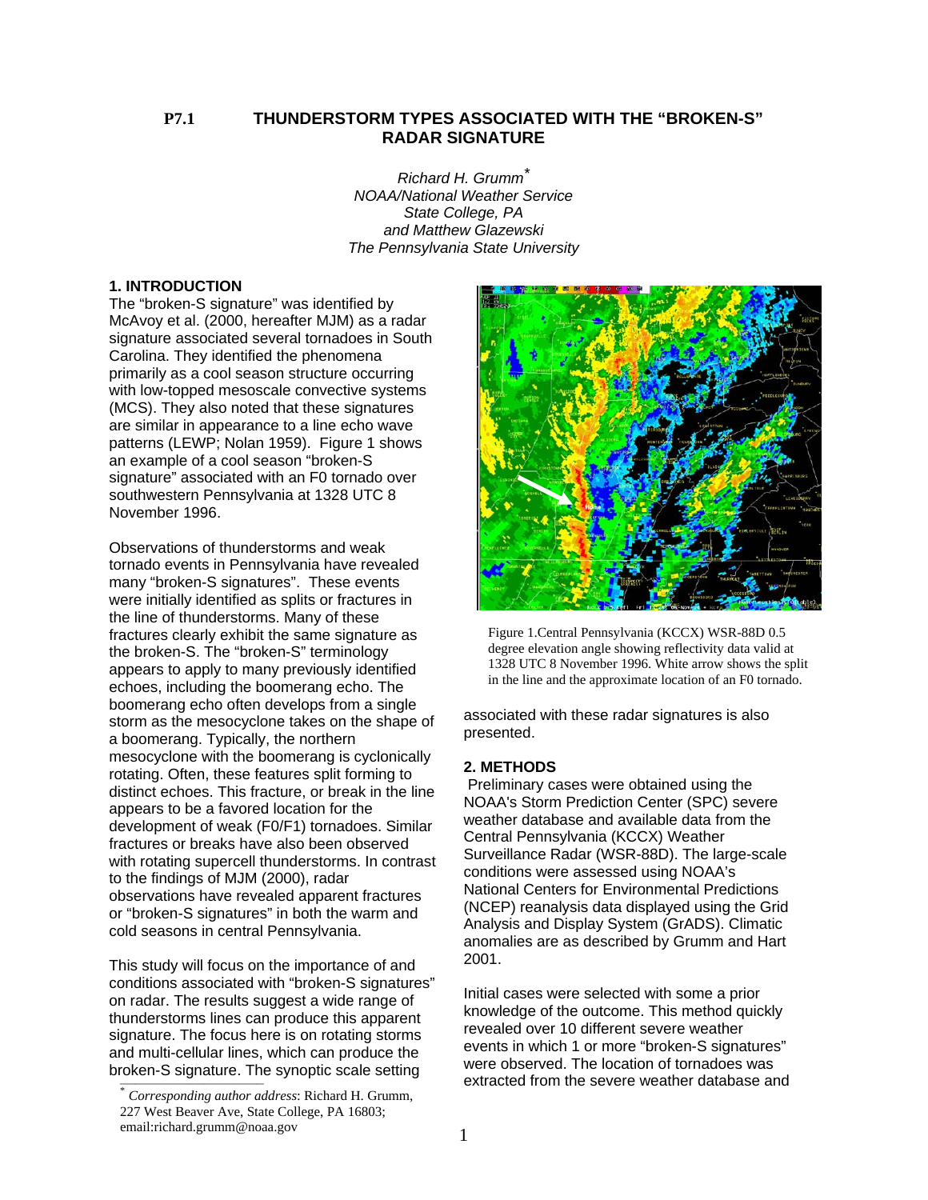**P7.1 THUNDERSTORM TYPES ASSOCIATED WITH THE "BROKEN-S" RADAR SIGNATURE**

*Richard H. Grumm[*]*
*NOAA/National Weather Service*
*State College, PA*
*and Matthew Glazewski*
*The Pennsylvania State University*

## 1. INTRODUCTION

The "broken-S signature" was identified by McAvoy et al. (2000, hereafter MJM) as a radar signature associated several tornadoes in South Carolina. They identified the phenomena primarily as a cool season structure occurring with low-topped mesoscale convective systems (MCS). They also noted that these signatures are similar in appearance to a line echo wave patterns (LEWP; Nolan 1959). Figure 1 shows an example of a cool season "broken-S signature" associated with an F0 tornado over southwestern Pennsylvania at 1328 UTC 8 November 1996.

Observations of thunderstorms and weak tornado events in Pennsylvania have revealed many "broken-S signatures". These events were initially identified as splits or fractures in the line of thunderstorms. Many of these fractures clearly exhibit the same signature as the broken-S. The "broken-S" terminology appears to apply to many previously identified echoes, including the boomerang echo. The boomerang echo often develops from a single storm as the mesocyclone takes on the shape of a boomerang. Typically, the northern mesocyclone with the boomerang is cyclonically rotating. Often, these features split forming to distinct echoes. This fracture, or break in the line appears to be a favored location for the development of weak (F0/F1) tornadoes. Similar fractures or breaks have also been observed with rotating supercell thunderstorms. In contrast to the findings of MJM (2000), radar observations have revealed apparent fractures or "broken-S signatures" in both the warm and cold seasons in central Pennsylvania.

This study will focus on the importance of and conditions associated with "broken-S signatures" on radar. The results suggest a wide range of thunderstorms lines can produce this apparent signature. The focus here is on rotating storms and multi-cellular lines, which can produce the broken-S signature. The synoptic scale setting associated with these radar signatures is also presented.

Figure 1.Central Pennsylvania (KCCX) WSR-88D 0.5 degree elevation angle showing reflectivity data valid at 1328 UTC 8 November 1996. White arrow shows the split in the line and the approximate location of an F0 tornado.

## 2. METHODS

Preliminary cases were obtained using the NOAA's Storm Prediction Center (SPC) severe weather database and available data from the Central Pennsylvania (KCCX) Weather Surveillance Radar (WSR-88D). The large-scale conditions were assessed using NOAA's National Centers for Environmental Predictions (NCEP) reanalysis data displayed using the Grid Analysis and Display System (GrADS). Climatic anomalies are as described by Grumm and Hart 2001.

Initial cases were selected with some a prior knowledge of the outcome. This method quickly revealed over 10 different severe weather events in which 1 or more "broken-S signatures" were observed. The location of tornadoes was extracted from the severe weather database and

[*] *Corresponding author address*: Richard H. Grumm, 227 West Beaver Ave, State College, PA 16803; email:richard.grumm@noaa.gov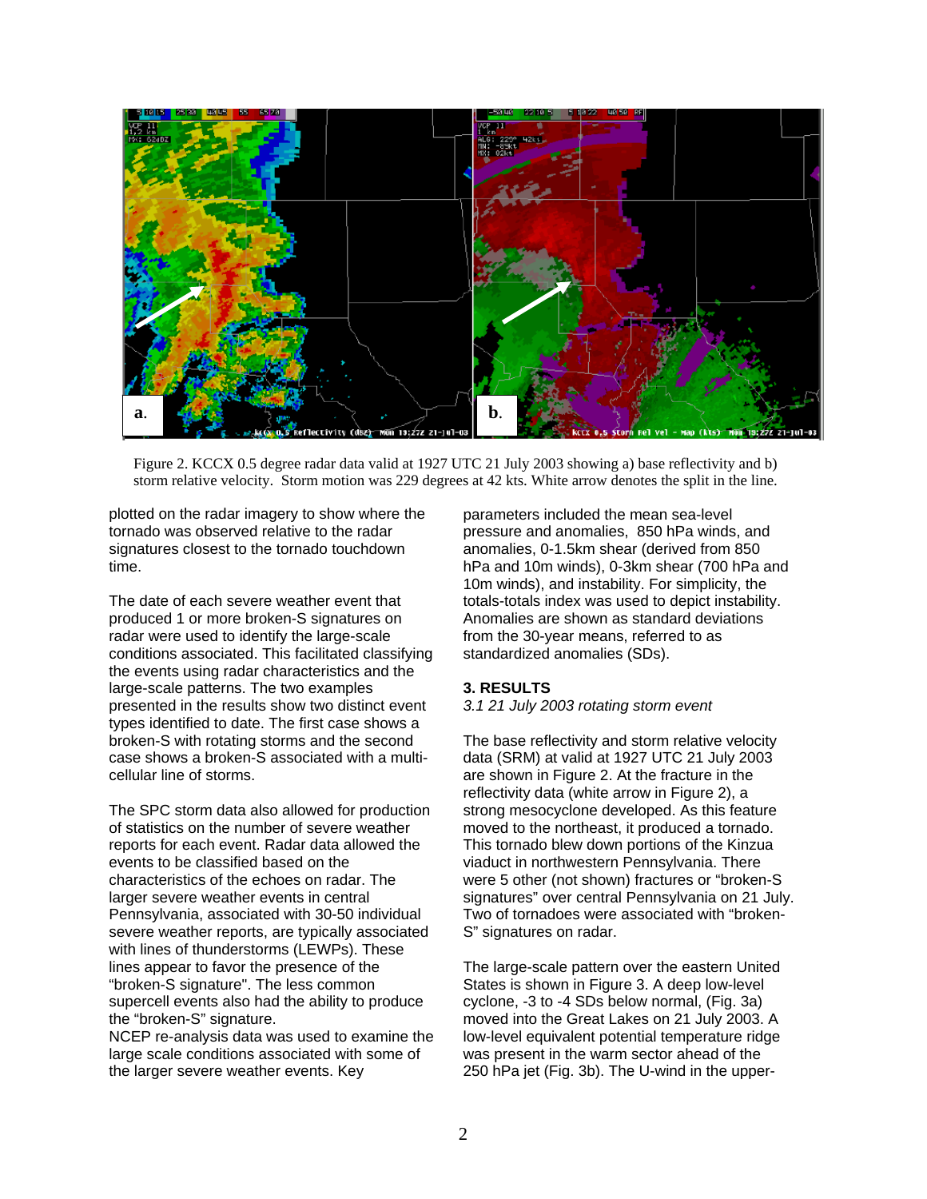Figure 2. KCCX 0.5 degree radar data valid at 1927 UTC 21 July 2003 showing a) base reflectivity and b) storm relative velocity. Storm motion was 229 degrees at 42 kts. White arrow denotes the split in the line.

plotted on the radar imagery to show where the tornado was observed relative to the radar signatures closest to the tornado touchdown time.

The date of each severe weather event that produced 1 or more broken-S signatures on radar were used to identify the large-scale conditions associated. This facilitated classifying the events using radar characteristics and the large-scale patterns. The two examples presented in the results show two distinct event types identified to date. The first case shows a broken-S with rotating storms and the second case shows a broken-S associated with a multi-cellular line of storms.

The SPC storm data also allowed for production of statistics on the number of severe weather reports for each event. Radar data allowed the events to be classified based on the characteristics of the echoes on radar. The larger severe weather events in central Pennsylvania, associated with 30-50 individual severe weather reports, are typically associated with lines of thunderstorms (LEWPs). These lines appear to favor the presence of the "broken-S signature". The less common supercell events also had the ability to produce the "broken-S" signature.
NCEP re-analysis data was used to examine the large scale conditions associated with some of the larger severe events. Key parameters included the mean sea-level pressure and anomalies, 850 hPa winds, and anomalies, 0-1.5km shear (derived from 850 hPa and 10m winds), 0-3km shear (700 hPa and 10m winds), and instability. For simplicity, the totals-totals index was used to depict instability. Anomalies are shown as standard deviations from the 30-year means, referred to as standardized anomalies (SDs).

## 3. RESULTS

*3.1 21 July 2003 rotating storm event*

The base reflectivity and storm relative velocity data (SRM) at valid at 1927 UTC 21 July 2003 are shown in Figure 2. At the fracture in the reflectivity data (white arrow in Figure 2), a strong mesocyclone developed. As this feature moved to the northeast, it produced a tornado. This tornado blew down portions of the Kinzua viaduct in northwestern Pennsylvania. There were 5 other (not shown) fractures or "broken-S signatures" over central Pennsylvania on 21 July. Two of tornadoes were associated with "broken-S" signatures on radar.

The large-scale pattern over the eastern United States is shown in Figure 3. A deep low-level cyclone, -3 to -4 SDs below normal, (Fig. 3a) moved into the Great Lakes on 21 July 2003. A low-level equivalent potential temperature ridge was present in the warm sector ahead of the 250 hPa jet (Fig. 3b). The U-wind in the upper-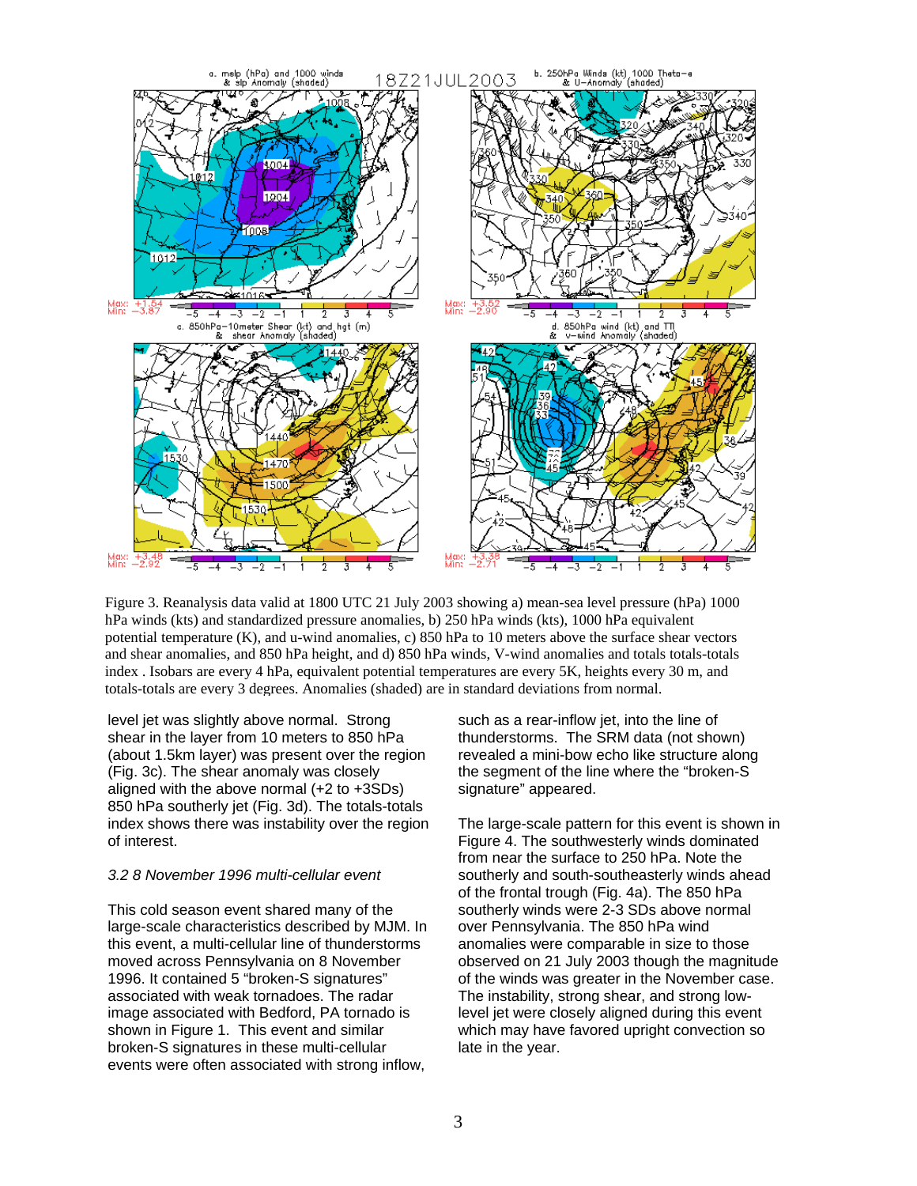Figure 3. Reanalysis data valid at 1800 UTC 21 July 2003 showing a) mean-sea level pressure (hPa) 1000 hPa winds (kts) and standardized pressure anomalies, b) 250 hPa winds (kts), 1000 hPa equivalent potential temperature (K), and u-wind anomalies, c) 850 hPa to 10 meters above the surface shear vectors and shear anomalies, and 850 hPa height, and d) 850 hPa winds, V-wind anomalies and totals totals-totals index . Isobars are every 4 hPa, equivalent potential temperatures are every 5K, heights every 30 m, and totals-totals are every 3 degrees. Anomalies (shaded) are in standard deviations from normal.

level jet was slightly above normal. Strong shear in the layer from 10 meters to 850 hPa (about 1.5km layer) was present over the region (Fig. 3c). The shear anomaly was closely aligned with the above normal (+2 to +3SDs) 850 hPa southerly jet (Fig. 3d). The totals-totals index shows there was instability over the region of interest.

### *3.2 8 November 1996 multi-cellular event*

This cold season event shared many of the large-scale characteristics described by MJM. In this event, a multi-cellular line of thunderstorms moved across Pennsylvania on 8 November 1996. It contained 5 "broken-S signatures" associated with weak tornadoes. The radar image associated with Bedford, PA tornado is shown in Figure 1. This event and similar broken-S signatures in these multi-cellular events were often associated with strong inflow, such as a rear-inflow jet, into the line of thunderstorms. The SRM data (not shown) revealed a mini-bow echo like structure along the segment of the line where the "broken-S signature" appeared.

The large-scale pattern for this event is shown in Figure 4. The southwesterly winds dominated from near the surface to 250 hPa. Note the southerly and south-southeasterly winds ahead of the frontal trough (Fig. 4a). The 850 hPa southerly winds were 2-3 SDs above normal over Pennsylvania. The 850 hPa wind anomalies were comparable in size to those observed on 21 July 2003 though the magnitude of the winds was greater in the November case. The instability, strong shear, and strong low-level jet were closely aligned during this event which may have favored upright convection so late in the year.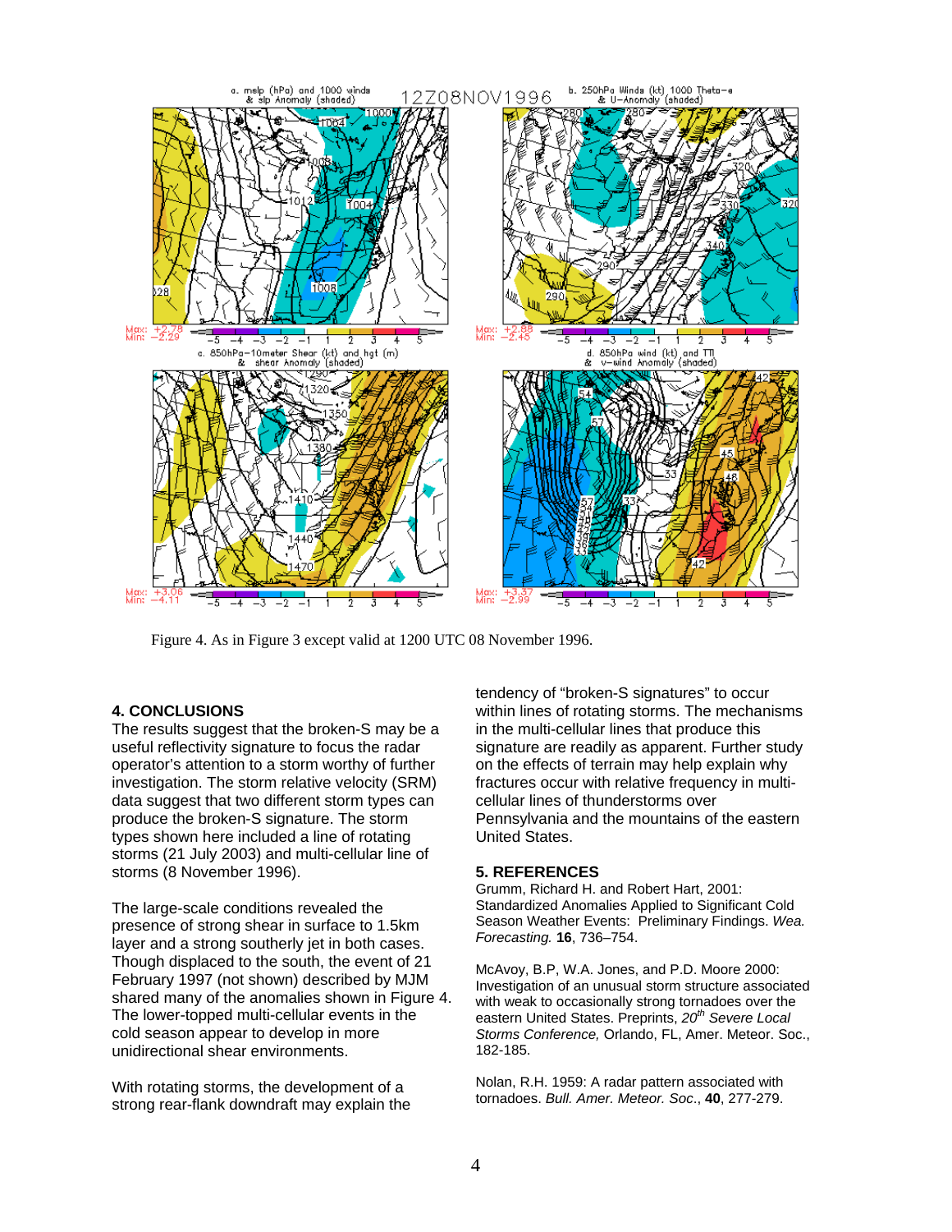a. mslp (hPa) and 1000 winds & slp Anomaly (shaded)

12Z08NOV1996

b. 250hPa Winds (kt), 1000 Theta-e & U-Anomaly (shaded)

c. 850hPa–10meter Shear (kt) and hgt (m) & shear Anomaly (shaded)

d. 850hPa wind (kt) and TTI & v-wind Anomaly (shaded)

Figure 4. As in Figure 3 except valid at 1200 UTC 08 November 1996.

## 4. CONCLUSIONS

The results suggest that the broken-S may be a useful reflectivity signature to focus the radar operator's attention to a storm worthy of further investigation. The storm relative velocity (SRM) data suggest that two different storm types can produce the broken-S signature. The storm types shown here included a line of rotating storms (21 July 2003) and multi-cellular line of storms (8 November 1996).

The large-scale conditions revealed the presence of strong shear in surface to 1.5km layer and a strong southerly jet in both cases. Though displaced to the south, the event of 21 February 1997 (not shown) described by MJM shared many of the anomalies shown in Figure 4. The lower-topped multi-cellular events in the cold season appear to develop in more unidirectional shear environments.

With rotating storms, the development of a strong rear-flank downdraft may explain the tendency of "broken-S signatures" to occur within lines of rotating storms. The mechanisms in the multi-cellular lines that produce this signature are readily as apparent. Further study on the effects of terrain may help explain why fractures occur with relative frequency in multi-cellular lines of thunderstorms over Pennsylvania and the mountains of the eastern United States.

## 5. REFERENCES

Grumm, Richard H. and Robert Hart, 2001: Standardized Anomalies Applied to Significant Cold Season Weather Events: Preliminary Findings. *Wea. Forecasting.* **16**, 736–754.

McAvoy, B.P, W.A. Jones, and P.D. Moore 2000: Investigation of an unusual storm structure associated with weak to occasionally strong tornadoes over the eastern United States. Preprints, *20th Severe Local Storms Conference,* Orlando, FL, Amer. Meteor. Soc., 182-185.

Nolan, R.H. 1959: A radar pattern associated with tornadoes. *Bull. Amer. Meteor. Soc*., **40**, 277-279.